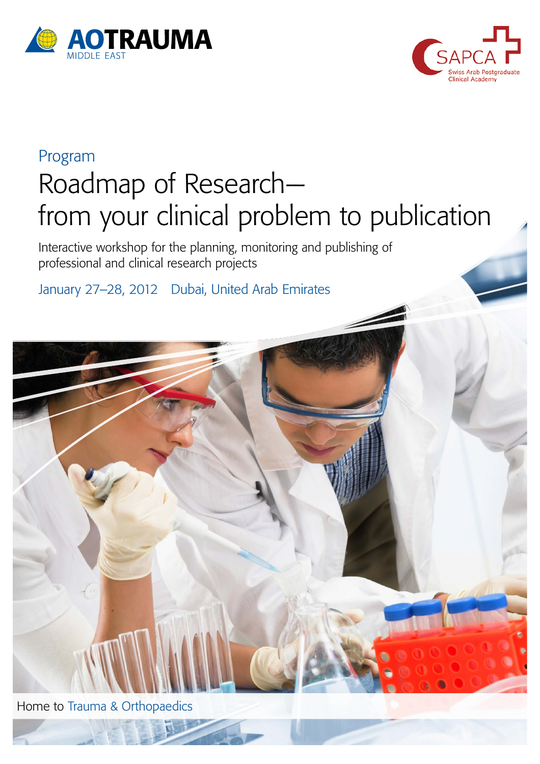AOTRAUMA MIDDLE EAST

SAPCA Swiss Arab Postgraduate Clinical Academy

Program

# Roadmap of Research— from your clinical problem to publication

Interactive workshop for the planning, monitoring and publishing of professional and clinical research projects

January 27–28, 2012   Dubai, United Arab Emirates

Home to Trauma & Orthopaedics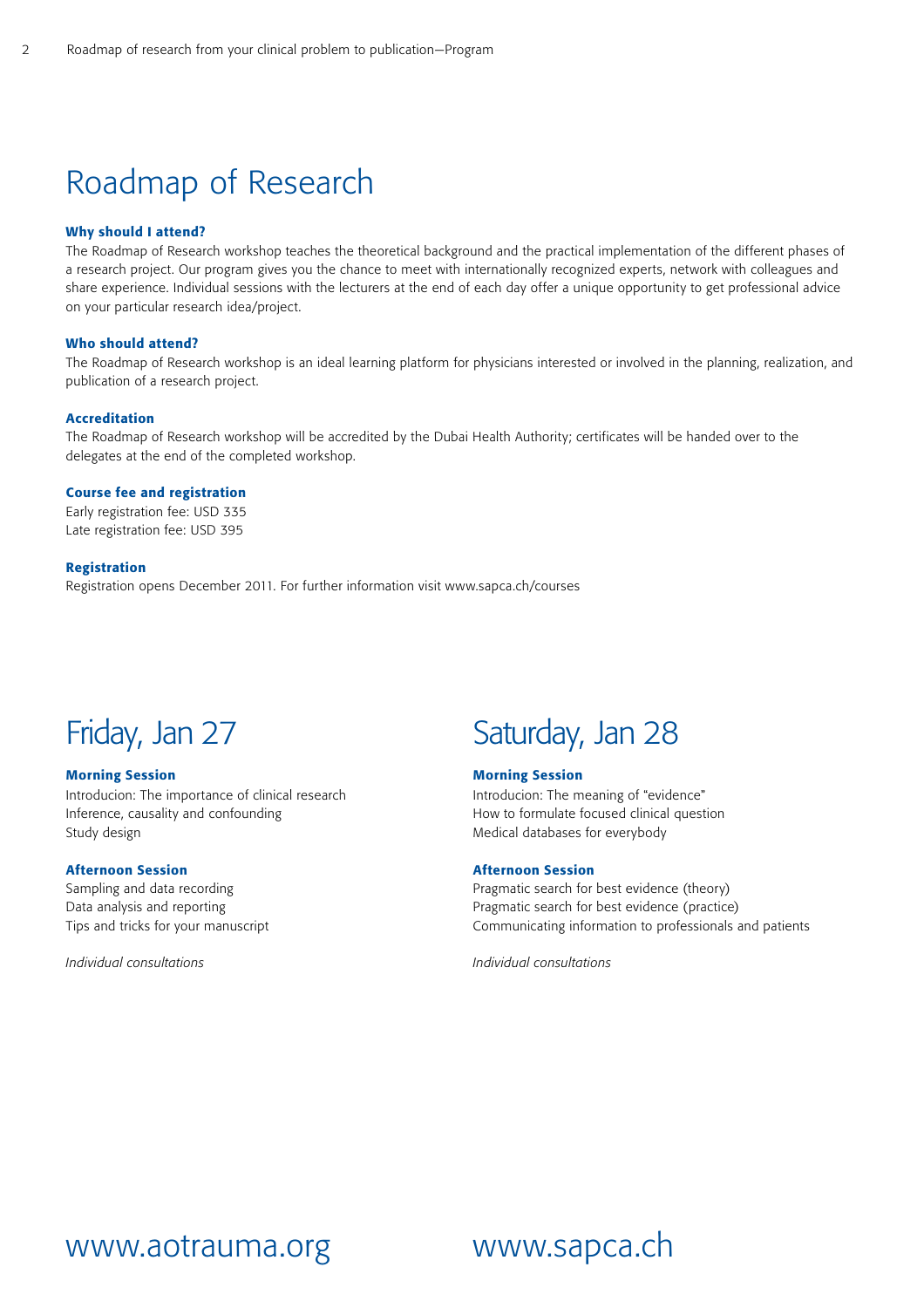# Roadmap of Research

### Why should I attend?

The Roadmap of Research workshop teaches the theoretical background and the practical implementation of the different phases of a research project. Our program gives you the chance to meet with internationally recognized experts, network with colleagues and share experience. Individual sessions with the lecturers at the end of each day offer a unique opportunity to get professional advice on your particular research idea/project.

### Who should attend?

The Roadmap of Research workshop is an ideal learning platform for physicians interested or involved in the planning, realization, and publication of a research project.

### Accreditation

The Roadmap of Research workshop will be accredited by the Dubai Health Authority; certificates will be handed over to the delegates at the end of the completed workshop.

### Course fee and registration

Early registration fee: USD 335
Late registration fee: USD 395

### Registration

Registration opens December 2011. For further information visit www.sapca.ch/courses

## Friday, Jan 27

### Morning Session

Introducion: The importance of clinical research
Inference, causality and confounding
Study design

### Afternoon Session

Sampling and data recording
Data analysis and reporting
Tips and tricks for your manuscript

*Individual consultations*

## Saturday, Jan 28

### Morning Session

Introducion: The meaning of "evidence"
How to formulate focused clinical question
Medical databases for everybody

### Afternoon Session

Pragmatic search for best evidence (theory)
Pragmatic search for best evidence (practice)
Communicating information to professionals and patients

*Individual consultations*

www.aotrauma.org

www.sapca.ch